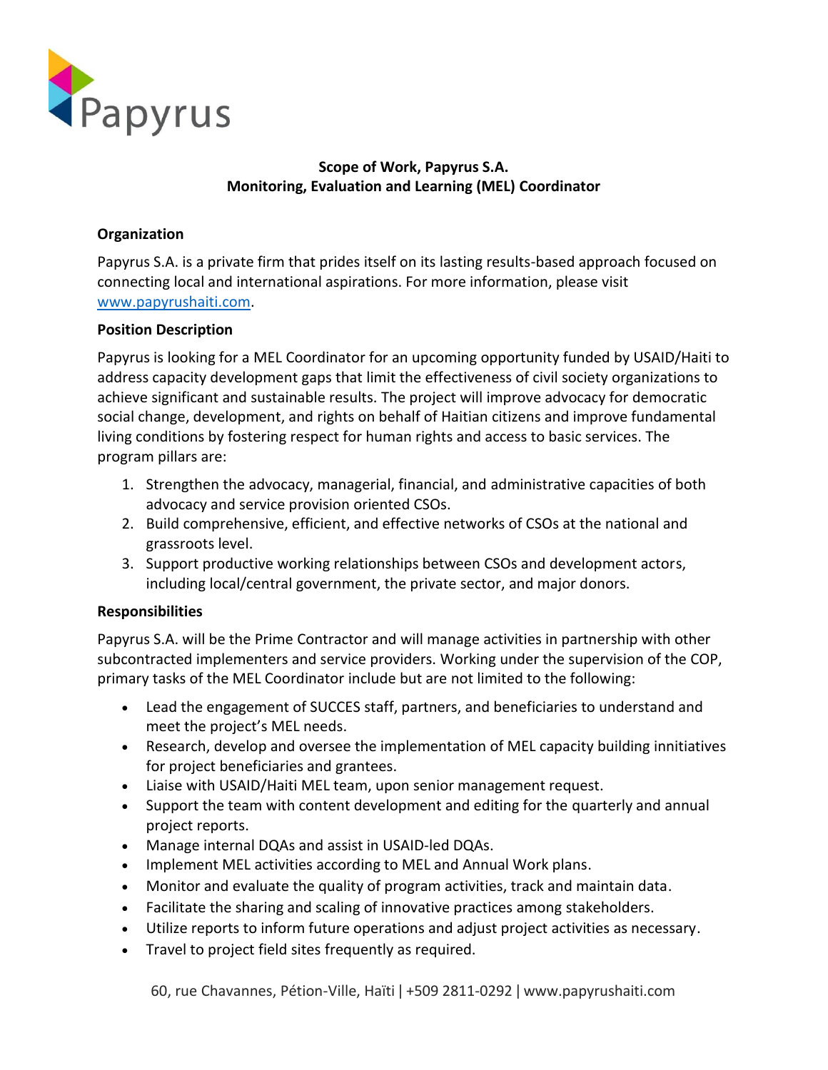Papyrus

**Scope of Work, Papyrus S.A.**
**Monitoring, Evaluation and Learning (MEL) Coordinator**

**Organization**

Papyrus S.A. is a private firm that prides itself on its lasting results-based approach focused on connecting local and international aspirations. For more information, please visit www.papyrushaiti.com.

**Position Description**

Papyrus is looking for a MEL Coordinator for an upcoming opportunity funded by USAID/Haiti to address capacity development gaps that limit the effectiveness of civil society organizations to achieve significant and sustainable results. The project will improve advocacy for democratic social change, development, and rights on behalf of Haitian citizens and improve fundamental living conditions by fostering respect for human rights and access to basic services. The program pillars are:

1. Strengthen the advocacy, managerial, financial, and administrative capacities of both advocacy and service provision oriented CSOs.
2. Build comprehensive, efficient, and effective networks of CSOs at the national and grassroots level.
3. Support productive working relationships between CSOs and development actors, including local/central government, the private sector, and major donors.

**Responsibilities**

Papyrus S.A. will be the Prime Contractor and will manage activities in partnership with other subcontracted implementers and service providers. Working under the supervision of the COP, primary tasks of the MEL Coordinator include but are not limited to the following:

- Lead the engagement of SUCCES staff, partners, and beneficiaries to understand and meet the project's MEL needs.
- Research, develop and oversee the implementation of MEL capacity building innitiatives for project beneficiaries and grantees.
- Liaise with USAID/Haiti MEL team, upon senior management request.
- Support the team with content development and editing for the quarterly and annual project reports.
- Manage internal DQAs and assist in USAID-led DQAs.
- Implement MEL activities according to MEL and Annual Work plans.
- Monitor and evaluate the quality of program activities, track and maintain data.
- Facilitate the sharing and scaling of innovative practices among stakeholders.
- Utilize reports to inform future operations and adjust project activities as necessary.
- Travel to project field sites frequently as required.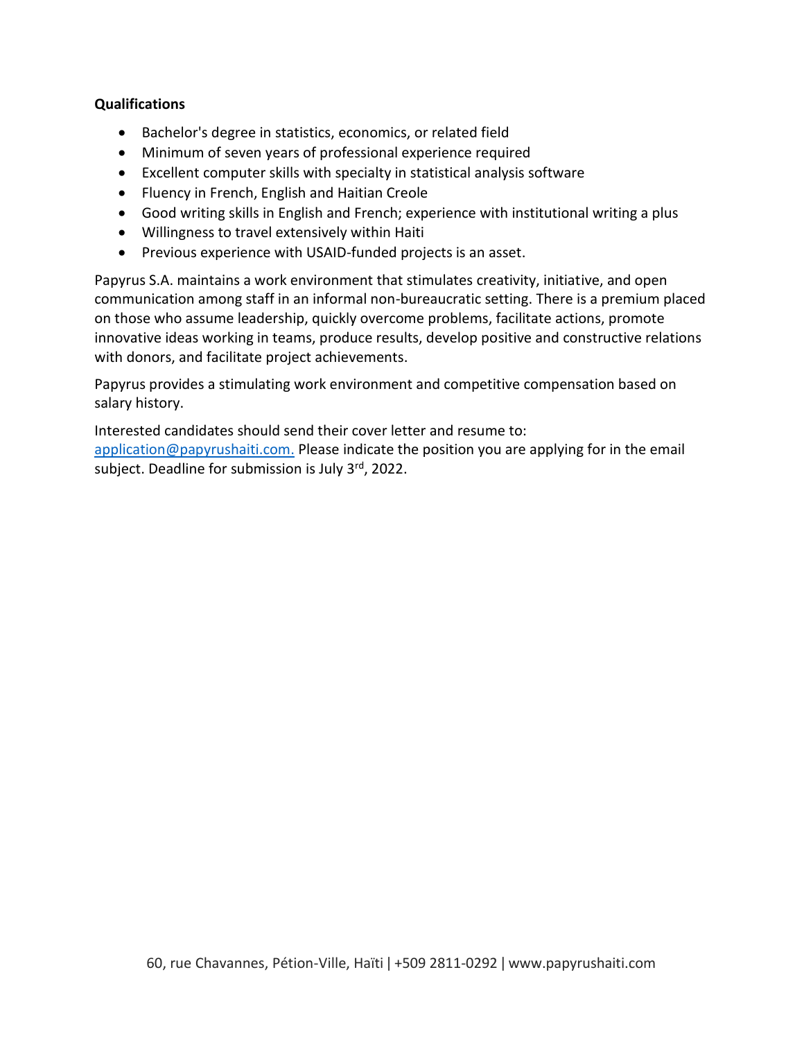**Qualifications**

- Bachelor's degree in statistics, economics, or related field
- Minimum of seven years of professional experience required
- Excellent computer skills with specialty in statistical analysis software
- Fluency in French, English and Haitian Creole
- Good writing skills in English and French; experience with institutional writing a plus
- Willingness to travel extensively within Haiti
- Previous experience with USAID-funded projects is an asset.

Papyrus S.A. maintains a work environment that stimulates creativity, initiative, and open communication among staff in an informal non-bureaucratic setting. There is a premium placed on those who assume leadership, quickly overcome problems, facilitate actions, promote innovative ideas working in teams, produce results, develop positive and constructive relations with donors, and facilitate project achievements.

Papyrus provides a stimulating work environment and competitive compensation based on salary history.

Interested candidates should send their cover letter and resume to: application@papyrushaiti.com. Please indicate the position you are applying for in the email subject. Deadline for submission is July 3rd, 2022.

60, rue Chavannes, Pétion-Ville, Haïti | +509 2811-0292 | www.papyrushaiti.com